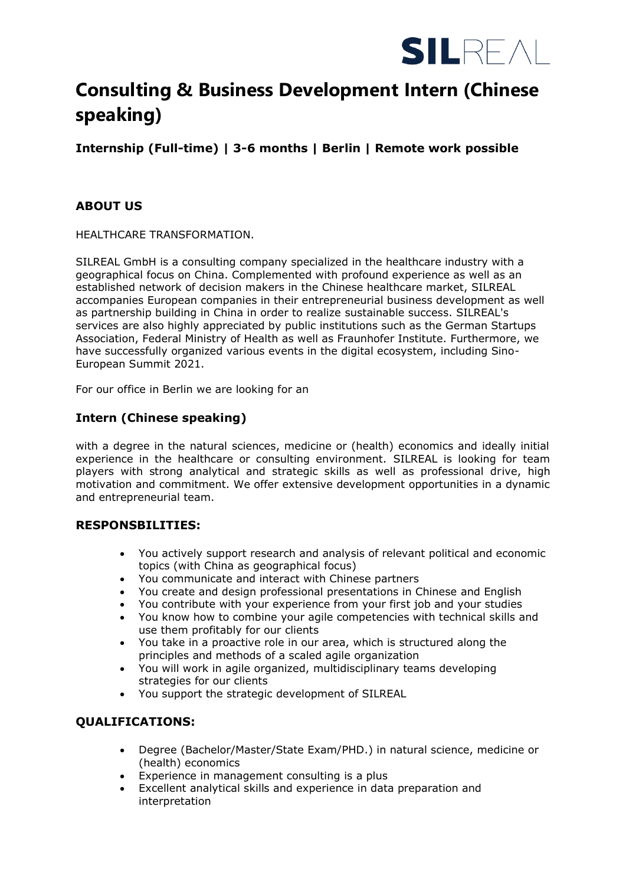SILREAL

# Consulting & Business Development Intern (Chinese speaking)

**Internship (Full-time) | 3-6 months | Berlin | Remote work possible**

## ABOUT US

HEALTHCARE TRANSFORMATION.

SILREAL GmbH is a consulting company specialized in the healthcare industry with a geographical focus on China. Complemented with profound experience as well as an established network of decision makers in the Chinese healthcare market, SILREAL accompanies European companies in their entrepreneurial business development as well as partnership building in China in order to realize sustainable success. SILREAL's services are also highly appreciated by public institutions such as the German Startups Association, Federal Ministry of Health as well as Fraunhofer Institute. Furthermore, we have successfully organized various events in the digital ecosystem, including Sino-European Summit 2021.

For our office in Berlin we are looking for an

## Intern (Chinese speaking)

with a degree in the natural sciences, medicine or (health) economics and ideally initial experience in the healthcare or consulting environment. SILREAL is looking for team players with strong analytical and strategic skills as well as professional drive, high motivation and commitment. We offer extensive development opportunities in a dynamic and entrepreneurial team.

## RESPONSBILITIES:

- You actively support research and analysis of relevant political and economic topics (with China as geographical focus)
- You communicate and interact with Chinese partners
- You create and design professional presentations in Chinese and English
- You contribute with your experience from your first job and your studies
- You know how to combine your agile competencies with technical skills and use them profitably for our clients
- You take in a proactive role in our area, which is structured along the principles and methods of a scaled agile organization
- You will work in agile organized, multidisciplinary teams developing strategies for our clients
- You support the strategic development of SILREAL

## QUALIFICATIONS:

- Degree (Bachelor/Master/State Exam/PHD.) in natural science, medicine or (health) economics
- Experience in management consulting is a plus
- Excellent analytical skills and experience in data preparation and interpretation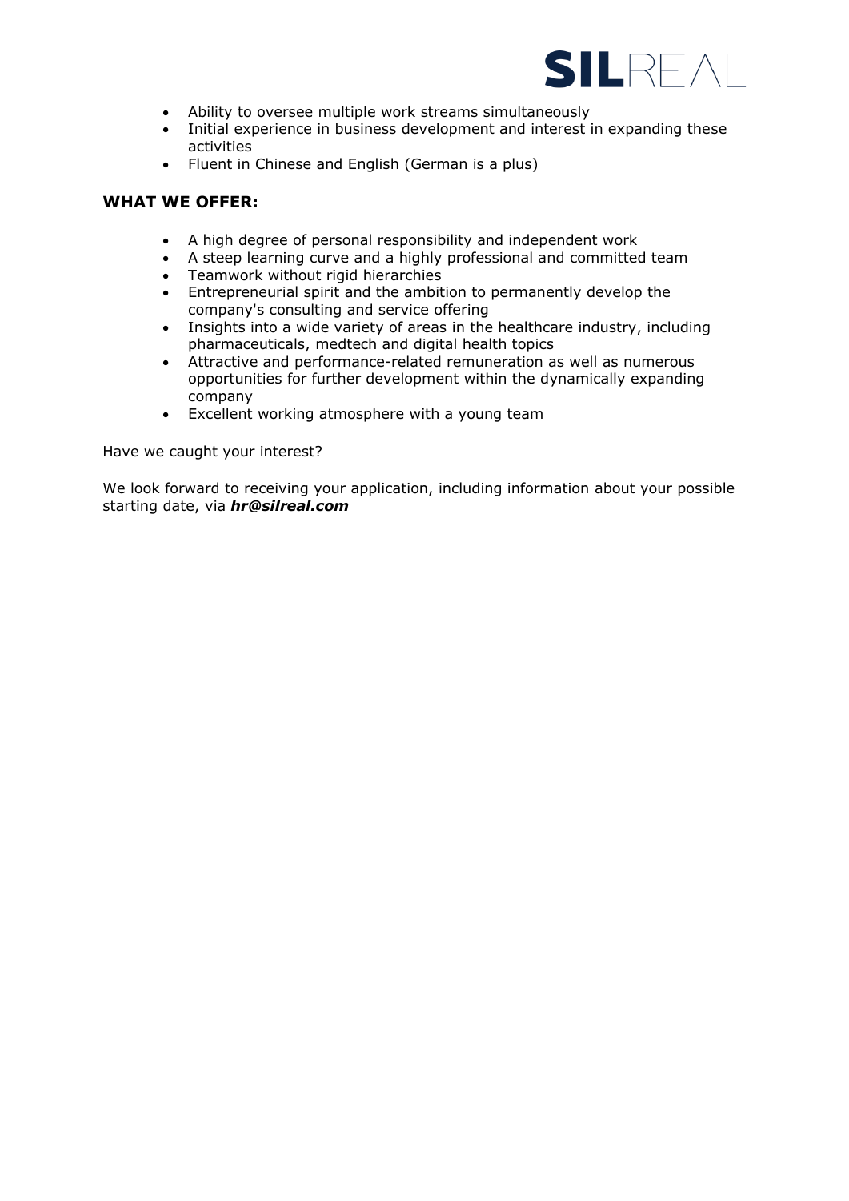- Ability to oversee multiple work streams simultaneously
- Initial experience in business development and interest in expanding these activities
- Fluent in Chinese and English (German is a plus)

## WHAT WE OFFER:

- A high degree of personal responsibility and independent work
- A steep learning curve and a highly professional and committed team
- Teamwork without rigid hierarchies
- Entrepreneurial spirit and the ambition to permanently develop the company's consulting and service offering
- Insights into a wide variety of areas in the healthcare industry, including pharmaceuticals, medtech and digital health topics
- Attractive and performance-related remuneration as well as numerous opportunities for further development within the dynamically expanding company
- Excellent working atmosphere with a young team

Have we caught your interest?

We look forward to receiving your application, including information about your possible starting date, via ***hr@silreal.com***